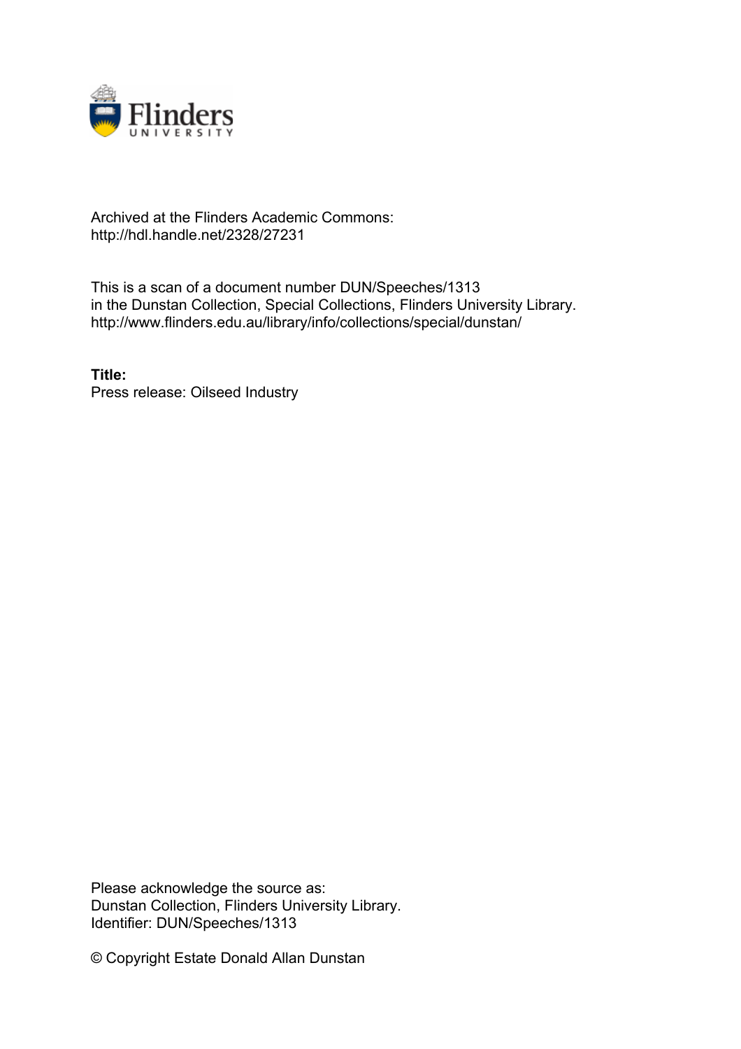Archived at the Flinders Academic Commons:
http://hdl.handle.net/2328/27231

This is a scan of a document number DUN/Speeches/1313
in the Dunstan Collection, Special Collections, Flinders University Library.
http://www.flinders.edu.au/library/info/collections/special/dunstan/

**Title:**
Press release: Oilseed Industry

Please acknowledge the source as:
Dunstan Collection, Flinders University Library.
Identifier: DUN/Speeches/1313

© Copyright Estate Donald Allan Dunstan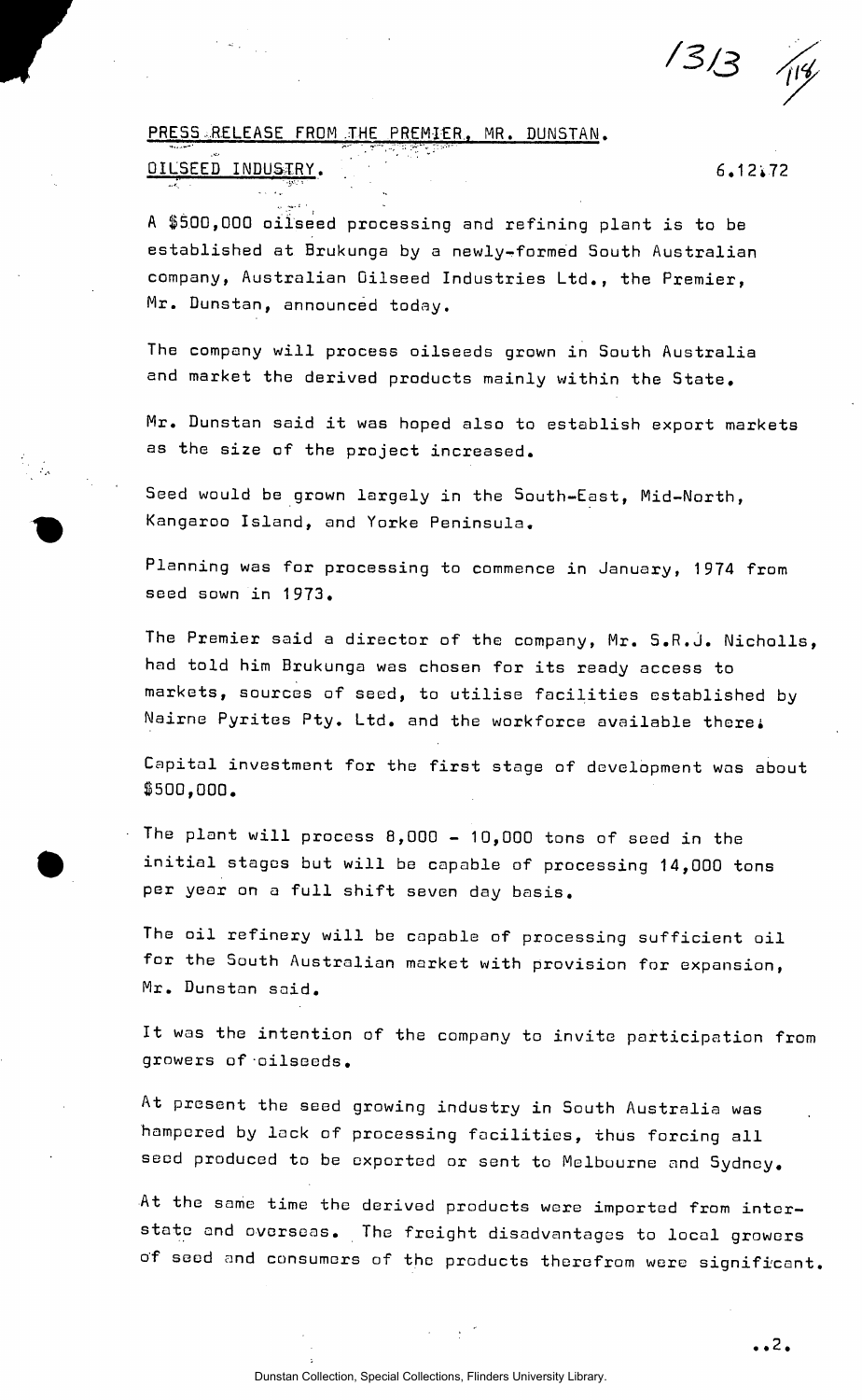PRESS RELEASE FROM THE PREMIER, MR. DUNSTAN.

OILSEED INDUSTRY. 6.12.72

A $500,000 oilseed processing and refining plant is to be established at Brukunga by a newly-formed South Australian company, Australian Oilseed Industries Ltd., the Premier, Mr. Dunstan, announced today.

The company will process oilseeds grown in South Australia and market the derived products mainly within the State.

Mr. Dunstan said it was hoped also to establish export markets as the size of the project increased.

Seed would be grown largely in the South-East, Mid-North, Kangaroo Island, and Yorke Peninsula.

Planning was for processing to commence in January, 1974 from seed sown in 1973.

The Premier said a director of the company, Mr. S.R.J. Nicholls, had told him Brukunga was chosen for its ready access to markets, sources of seed, to utilise facilities established by Nairne Pyrites Pty. Ltd. and the workforce available there.

Capital investment for the first stage of development was about $500,000.

The plant will process 8,000 - 10,000 tons of seed in the initial stages but will be capable of processing 14,000 tons per year on a full shift seven day basis.

The oil refinery will be capable of processing sufficient oil for the South Australian market with provision for expansion, Mr. Dunstan said.

It was the intention of the company to invite participation from growers of oilseeds.

At present the seed growing industry in South Australia was hampered by lack of processing facilities, thus forcing all seed produced to be exported or sent to Melbourne and Sydney.

At the same time the derived products were imported from interstate and overseas. The freight disadvantages to local growers of seed and consumers of the products therefrom were significant.

..2.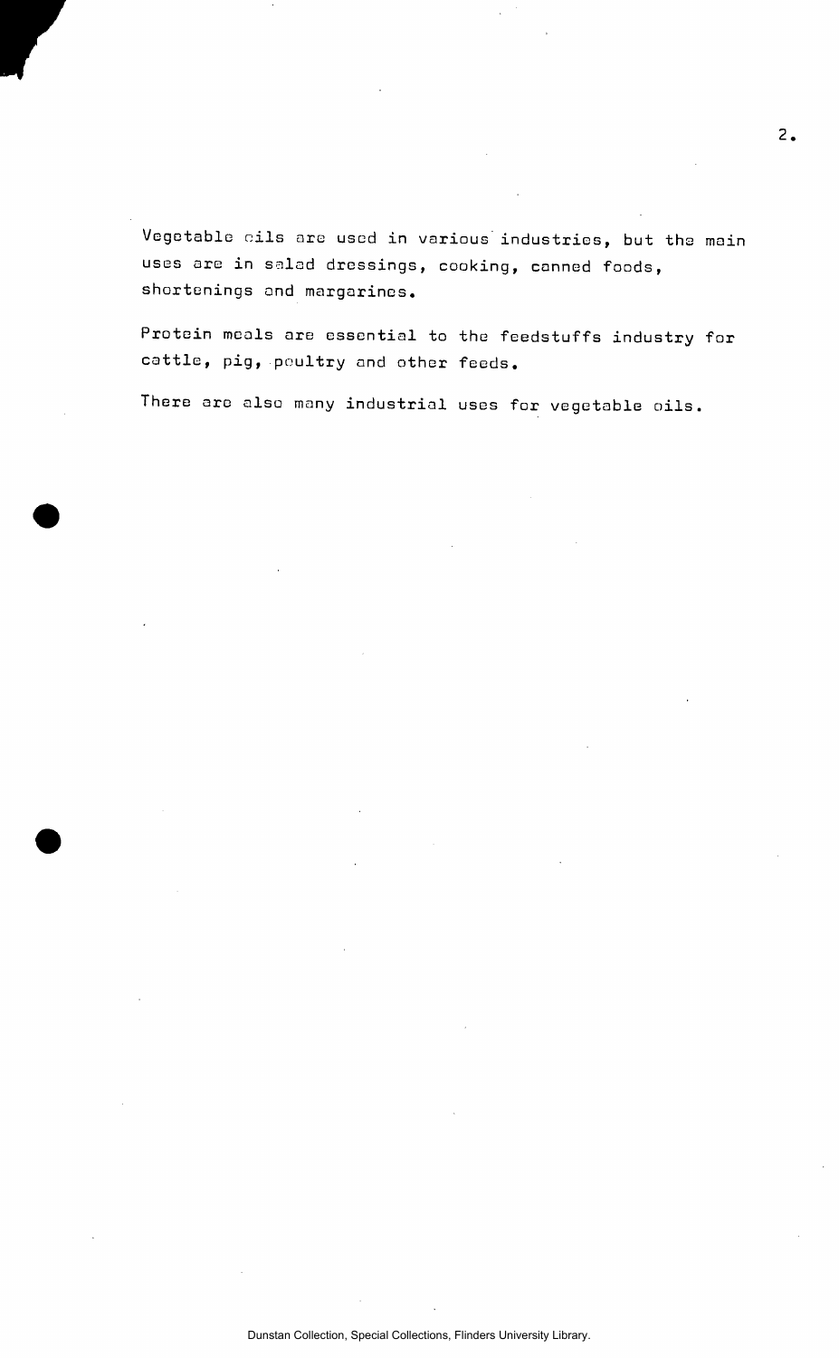Vegetable oils are used in various industries, but the main uses are in salad dressings, cooking, canned foods, shortenings and margarines.

Protein meals are essential to the feedstuffs industry for cattle, pig, poultry and other feeds.

There are also many industrial uses for vegetable oils.

Dunstan Collection, Special Collections, Flinders University Library.